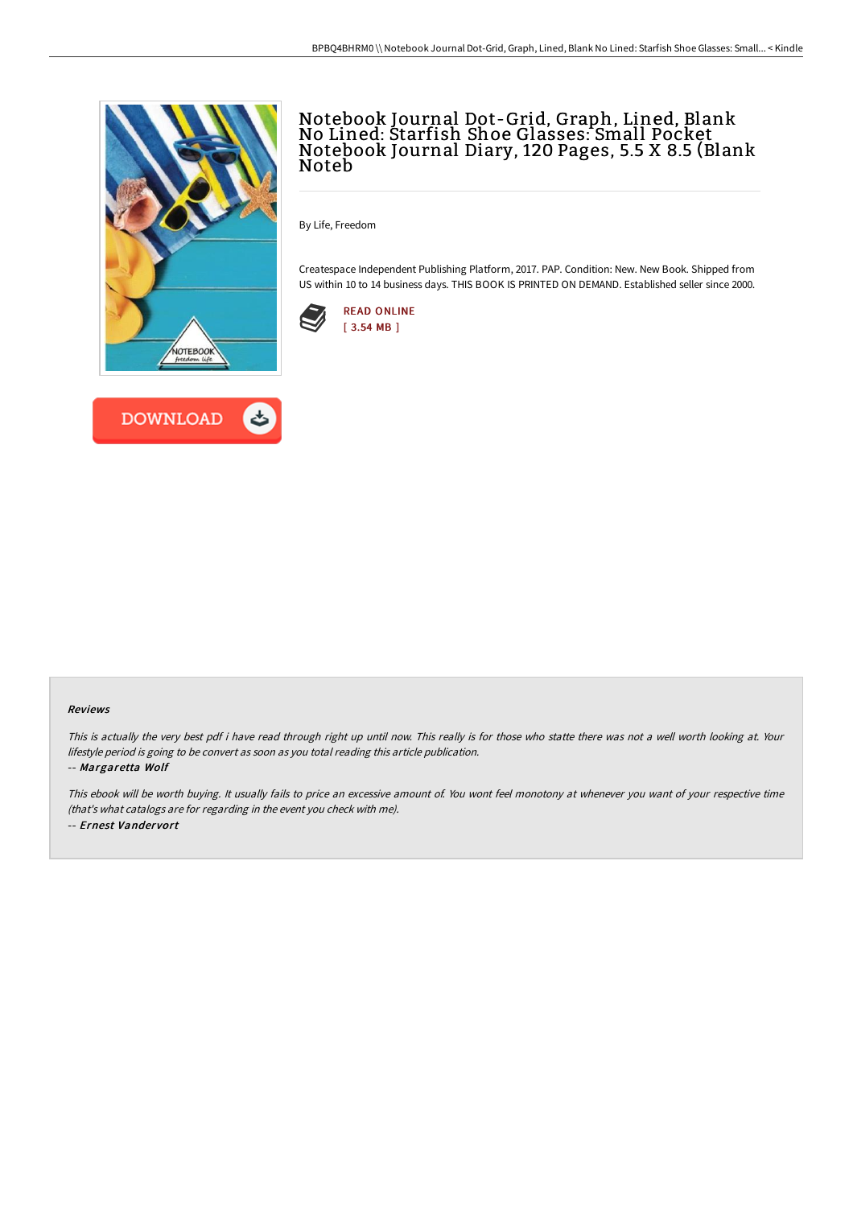# Notebook Journal Dot-Grid, Graph, Lined, Blank No Lined: Starfish Shoe Glasses: Small Pocket Notebook Journal Diary, 120 Pages, 5.5 X 8.5 (Blank Noteb

By Life, Freedom

Createspace Independent Publishing Platform, 2017. PAP. Condition: New. New Book. Shipped from US within 10 to 14 business days. THIS BOOK IS PRINTED ON DEMAND. Established seller since 2000.

READ ONLINE
[ 3.54 MB ]

DOWNLOAD

### Reviews

*This is actually the very best pdf i have read through right up until now. This really is for those who statte there was not a well worth looking at. Your lifestyle period is going to be convert as soon as you total reading this article publication.*

-- ***Margaretta Wolf***

*This ebook will be worth buying. It usually fails to price an excessive amount of. You wont feel monotony at whenever you want of your respective time (that's what catalogs are for regarding in the event you check with me).*

-- ***Ernest Vandervort***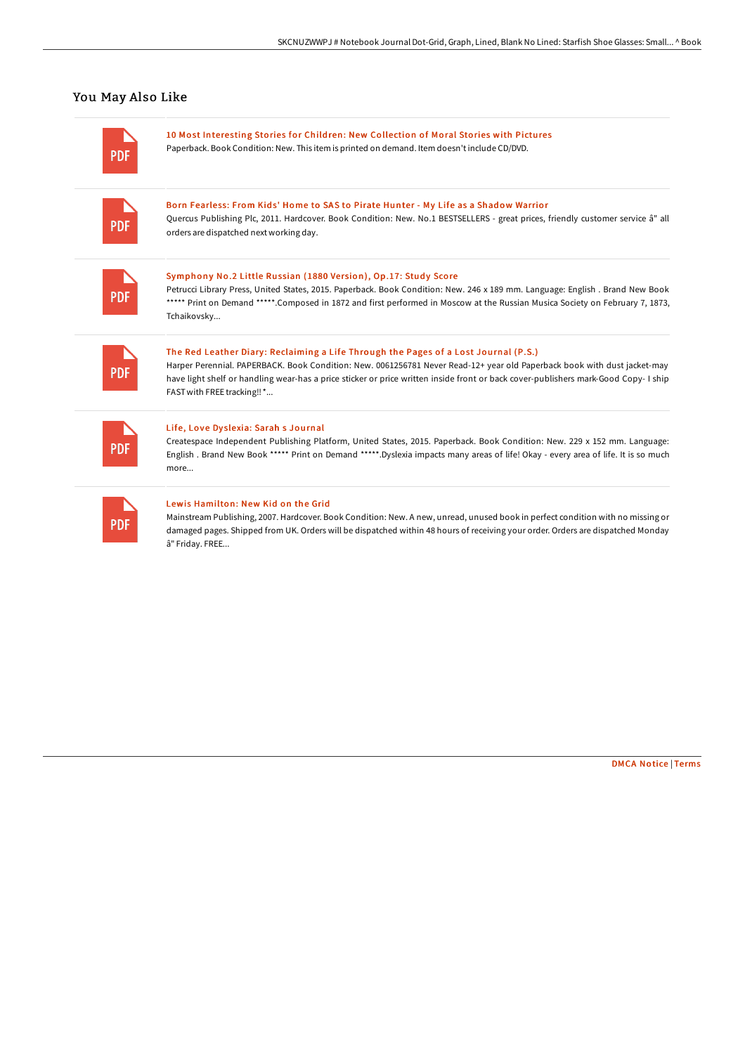## You May Also Like

PDF

10 Most Interesting Stories for Children: New Collection of Moral Stories with Pictures

Paperback. Book Condition: New. This item is printed on demand. Item doesn't include CD/DVD.

PDF

Born Fearless: From Kids' Home to SAS to Pirate Hunter - My Life as a Shadow Warrior

Quercus Publishing Plc, 2011. Hardcover. Book Condition: New. No.1 BESTSELLERS - great prices, friendly customer service â" all orders are dispatched next working day.

PDF

Symphony No.2 Little Russian (1880 Version), Op.17: Study Score

Petrucci Library Press, United States, 2015. Paperback. Book Condition: New. 246 x 189 mm. Language: English . Brand New Book ***** Print on Demand *****.Composed in 1872 and first performed in Moscow at the Russian Musica Society on February 7, 1873, Tchaikovsky...

PDF

The Red Leather Diary: Reclaiming a Life Through the Pages of a Lost Journal (P.S.)

Harper Perennial. PAPERBACK. Book Condition: New. 0061256781 Never Read-12+ year old Paperback book with dust jacket-may have light shelf or handling wear-has a price sticker or price written inside front or back cover-publishers mark-Good Copy- I ship FAST with FREE tracking!! *...

PDF

Life, Love Dyslexia: Sarah s Journal

Createspace Independent Publishing Platform, United States, 2015. Paperback. Book Condition: New. 229 x 152 mm. Language: English . Brand New Book ***** Print on Demand *****.Dyslexia impacts many areas of life! Okay - every area of life. It is so much more...

PDF

Lewis Hamilton: New Kid on the Grid

Mainstream Publishing, 2007. Hardcover. Book Condition: New. A new, unread, unused book in perfect condition with no missing or damaged pages. Shipped from UK. Orders will be dispatched within 48 hours of receiving your order. Orders are dispatched Monday â" Friday. FREE...

DMCA Notice | Terms